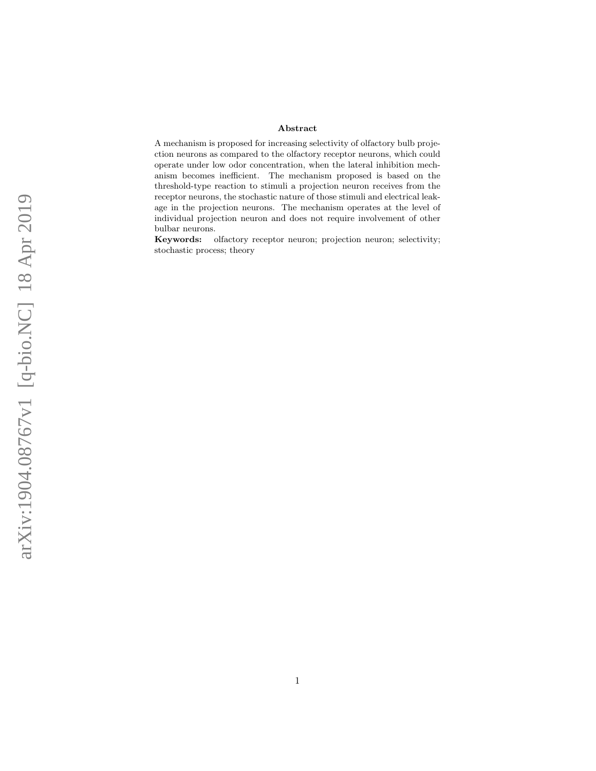## Abstract

A mechanism is proposed for increasing selectivity of olfactory bulb projection neurons as compared to the olfactory receptor neurons, which could operate under low odor concentration, when the lateral inhibition mechanism becomes inefficient. The mechanism proposed is based on the threshold-type reaction to stimuli a projection neuron receives from the receptor neurons, the stochastic nature of those stimuli and electrical leakage in the projection neurons. The mechanism operates at the level of individual projection neuron and does not require involvement of other bulbar neurons.

**Keywords:** olfactory receptor neuron; projection neuron; selectivity; stochastic process; theory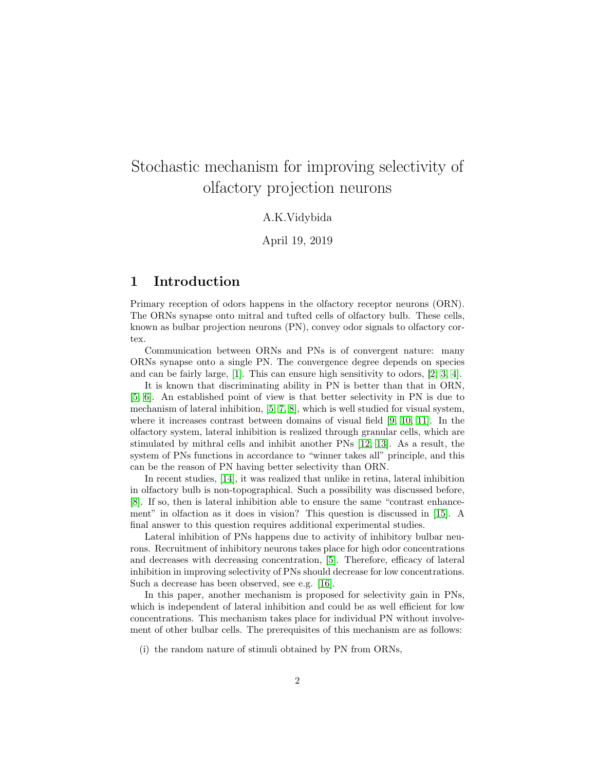# Stochastic mechanism for improving selectivity of olfactory projection neurons

A.K.Vidybida

April 19, 2019

## 1 Introduction

Primary reception of odors happens in the olfactory receptor neurons (ORN). The ORNs synapse onto mitral and tufted cells of olfactory bulb. These cells, known as bulbar projection neurons (PN), convey odor signals to olfactory cortex.

Communication between ORNs and PNs is of convergent nature: many ORNs synapse onto a single PN. The convergence degree depends on species and can be fairly large, [1]. This can ensure high sensitivity to odors, [2, 3, 4].

It is known that discriminating ability in PN is better than that in ORN, [5, 6]. An established point of view is that better selectivity in PN is due to mechanism of lateral inhibition, [5, 7, 8], which is well studied for visual system, where it increases contrast between domains of visual field [9, 10, 11]. In the olfactory system, lateral inhibition is realized through granular cells, which are stimulated by mithral cells and inhibit another PNs [12, 13]. As a result, the system of PNs functions in accordance to "winner takes all" principle, and this can be the reason of PN having better selectivity than ORN.

In recent studies, [14], it was realized that unlike in retina, lateral inhibition in olfactory bulb is non-topographical. Such a possibility was discussed before, [8]. If so, then is lateral inhibition able to ensure the same "contrast enhancement" in olfaction as it does in vision? This question is discussed in [15]. A final answer to this question requires additional experimental studies.

Lateral inhibition of PNs happens due to activity of inhibitory bulbar neurons. Recruitment of inhibitory neurons takes place for high odor concentrations and decreases with decreasing concentration, [5]. Therefore, efficacy of lateral inhibition in improving selectivity of PNs should decrease for low concentrations. Such a decrease has been observed, see e.g. [16].

In this paper, another mechanism is proposed for selectivity gain in PNs, which is independent of lateral inhibition and could be as well efficient for low concentrations. This mechanism takes place for individual PN without involvement of other bulbar cells. The prerequisites of this mechanism are as follows:

(i) the random nature of stimuli obtained by PN from ORNs,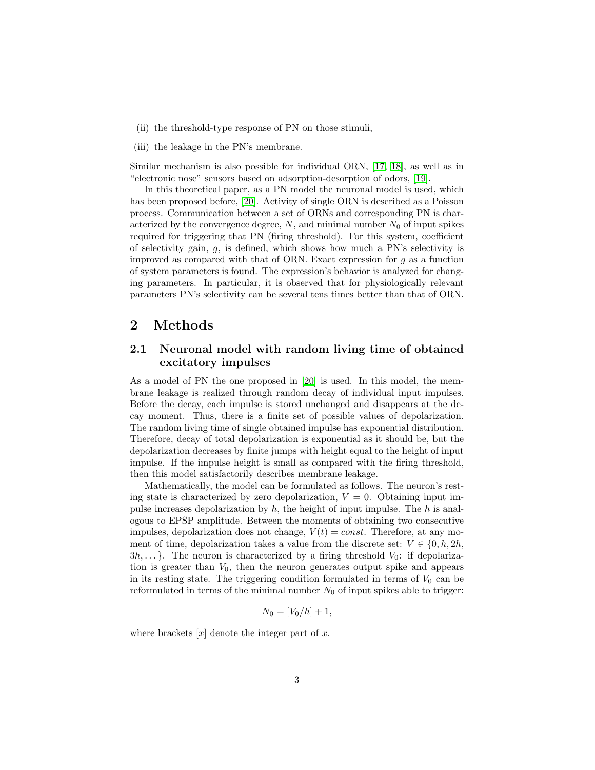- (ii) the threshold-type response of PN on those stimuli,
- (iii) the leakage in the PN's membrane.

Similar mechanism is also possible for individual ORN, [17, 18], as well as in "electronic nose" sensors based on adsorption-desorption of odors, [19].

In this theoretical paper, as a PN model the neuronal model is used, which has been proposed before, [20]. Activity of single ORN is described as a Poisson process. Communication between a set of ORNs and corresponding PN is characterized by the convergence degree, $N$, and minimal number $N_0$ of input spikes required for triggering that PN (firing threshold). For this system, coefficient of selectivity gain, $g$, is defined, which shows how much a PN's selectivity is improved as compared with that of ORN. Exact expression for $g$ as a function of system parameters is found. The expression's behavior is analyzed for changing parameters. In particular, it is observed that for physiologically relevant parameters PN's selectivity can be several tens times better than that of ORN.

# 2 Methods

## 2.1 Neuronal model with random living time of obtained excitatory impulses

As a model of PN the one proposed in [20] is used. In this model, the membrane leakage is realized through random decay of individual input impulses. Before the decay, each impulse is stored unchanged and disappears at the decay moment. Thus, there is a finite set of possible values of depolarization. The random living time of single obtained impulse has exponential distribution. Therefore, decay of total depolarization is exponential as it should be, but the depolarization decreases by finite jumps with height equal to the height of input impulse. If the impulse height is small as compared with the firing threshold, then this model satisfactorily describes membrane leakage.

Mathematically, the model can be formulated as follows. The neuron's resting state is characterized by zero depolarization, $V = 0$. Obtaining input impulse increases depolarization by $h$, the height of input impulse. The $h$ is analogous to EPSP amplitude. Between the moments of obtaining two consecutive impulses, depolarization does not change, $V(t) = const$. Therefore, at any moment of time, depolarization takes a value from the discrete set: $V \in \{0, h, 2h, 3h, \dots\}$. The neuron is characterized by a firing threshold $V_0$: if depolarization is greater than $V_0$, then the neuron generates output spike and appears in its resting state. The triggering condition formulated in terms of $V_0$ can be reformulated in terms of the minimal number $N_0$ of input spikes able to trigger:

$$N_0 = [V_0/h] + 1,$$

where brackets $[x]$ denote the integer part of $x$.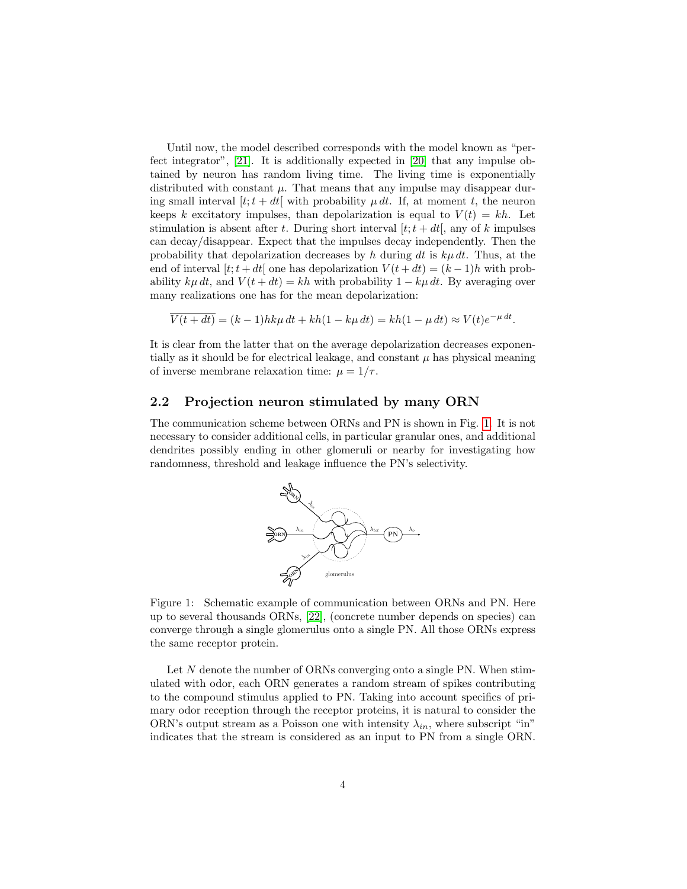Until now, the model described corresponds with the model known as "perfect integrator", [21]. It is additionally expected in [20] that any impulse obtained by neuron has random living time. The living time is exponentially distributed with constant $\mu$. That means that any impulse may disappear during small interval $[t; t + dt[$ with probability $\mu\, dt$. If, at moment $t$, the neuron keeps $k$ excitatory impulses, than depolarization is equal to $V(t) = kh$. Let stimulation is absent after $t$. During short interval $[t; t + dt[$, any of $k$ impulses can decay/disappear. Expect that the impulses decay independently. Then the probability that depolarization decreases by $h$ during $dt$ is $k\mu\, dt$. Thus, at the end of interval $[t; t + dt[$ one has depolarization $V(t + dt) = (k - 1)h$ with probability $k\mu\, dt$, and $V(t + dt) = kh$ with probability $1 - k\mu\, dt$. By averaging over many realizations one has for the mean depolarization:

$$\overline{V(t + dt)} = (k - 1)hk\mu\, dt + kh(1 - k\mu\, dt) = kh(1 - \mu\, dt) \approx V(t)e^{-\mu\, dt}.$$

It is clear from the latter that on the average depolarization decreases exponentially as it should be for electrical leakage, and constant $\mu$ has physical meaning of inverse membrane relaxation time: $\mu = 1/\tau$.

## 2.2 Projection neuron stimulated by many ORN

The communication scheme between ORNs and PN is shown in Fig. 1. It is not necessary to consider additional cells, in particular granular ones, and additional dendrites possibly ending in other glomeruli or nearby for investigating how randomness, threshold and leakage influence the PN's selectivity.

Figure 1: Schematic example of communication between ORNs and PN. Here up to several thousands ORNs, [22], (concrete number depends on species) can converge through a single glomerulus onto a single PN. All those ORNs express the same receptor protein.

Let $N$ denote the number of ORNs converging onto a single PN. When stimulated with odor, each ORN generates a random stream of spikes contributing to the compound stimulus applied to PN. Taking into account specifics of primary odor reception through the receptor proteins, it is natural to consider the ORN's output stream as a Poisson one with intensity $\lambda_{in}$, where subscript "in" indicates that the stream is considered as an input to PN from a single ORN.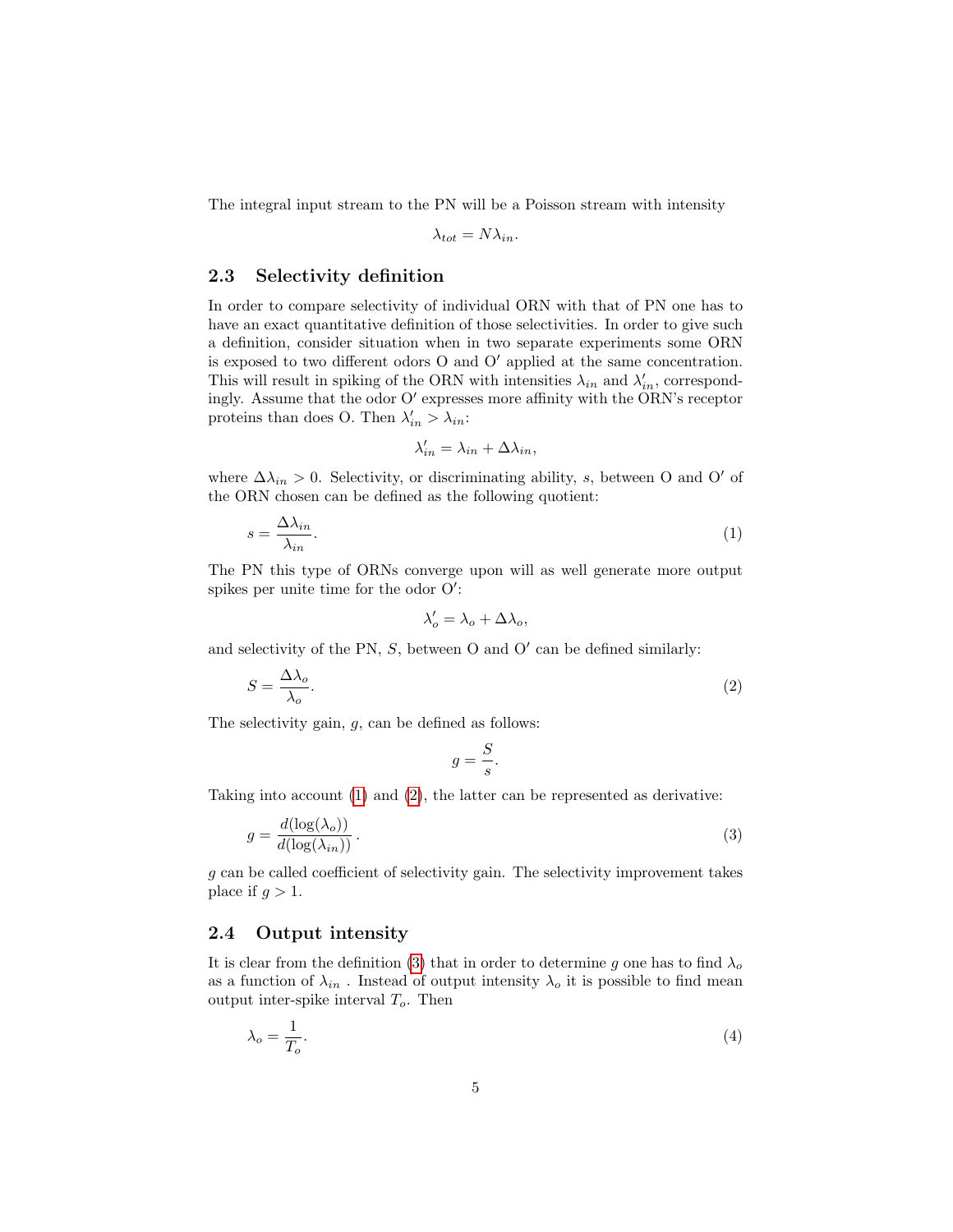The integral input stream to the PN will be a Poisson stream with intensity

$$\lambda_{tot} = N\lambda_{in}.$$

### 2.3 Selectivity definition

In order to compare selectivity of individual ORN with that of PN one has to have an exact quantitative definition of those selectivities. In order to give such a definition, consider situation when in two separate experiments some ORN is exposed to two different odors O and O′ applied at the same concentration. This will result in spiking of the ORN with intensities $\lambda_{in}$ and $\lambda'_{in}$, correspondingly. Assume that the odor O′ expresses more affinity with the ORN's receptor proteins than does O. Then $\lambda'_{in} > \lambda_{in}$:

$$\lambda'_{in} = \lambda_{in} + \Delta\lambda_{in},$$

where $\Delta\lambda_{in} > 0$. Selectivity, or discriminating ability, $s$, between O and O′ of the ORN chosen can be defined as the following quotient:

$$s = \frac{\Delta\lambda_{in}}{\lambda_{in}}. \tag{1}$$

The PN this type of ORNs converge upon will as well generate more output spikes per unite time for the odor O′:

$$\lambda'_o = \lambda_o + \Delta\lambda_o,$$

and selectivity of the PN, $S$, between O and O′ can be defined similarly:

$$S = \frac{\Delta\lambda_o}{\lambda_o}. \tag{2}$$

The selectivity gain, $g$, can be defined as follows:

$$g = \frac{S}{s}.$$

Taking into account (1) and (2), the latter can be represented as derivative:

$$g = \frac{d(\log(\lambda_o))}{d(\log(\lambda_{in}))}\,. \tag{3}$$

$g$ can be called coefficient of selectivity gain. The selectivity improvement takes place if $g > 1$.

### 2.4 Output intensity

It is clear from the definition (3) that in order to determine $g$ one has to find $\lambda_o$ as a function of $\lambda_{in}$ . Instead of output intensity $\lambda_o$ it is possible to find mean output inter-spike interval $T_o$. Then

$$\lambda_o = \frac{1}{T_o}. \tag{4}$$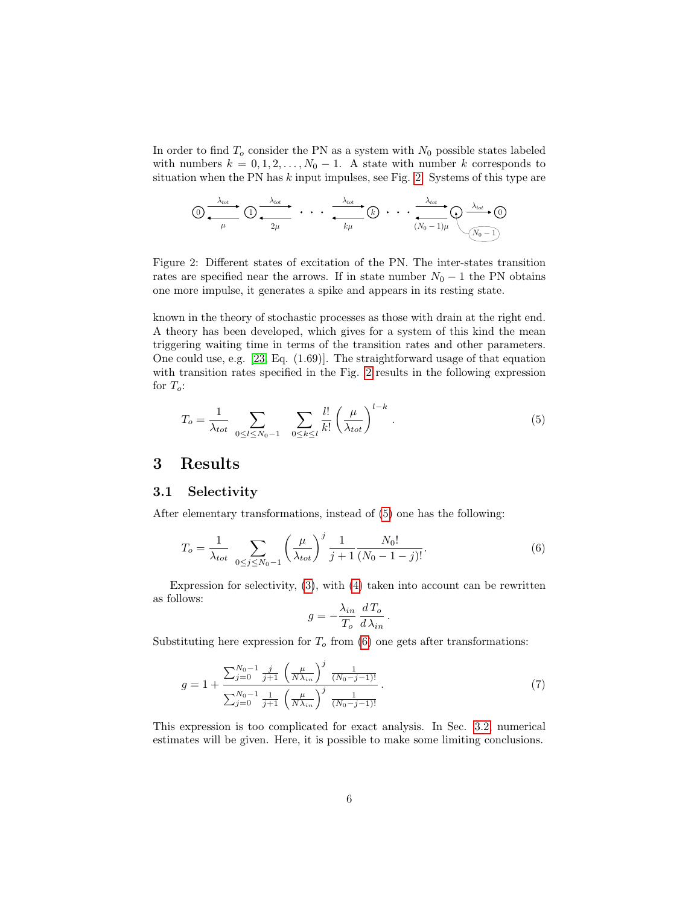In order to find $T_o$ consider the PN as a system with $N_0$ possible states labeled with numbers $k = 0, 1, 2, \dots, N_0 - 1$. A state with number $k$ corresponds to situation when the PN has $k$ input impulses, see Fig. 2. Systems of this type are

Figure 2: Different states of excitation of the PN. The inter-states transition rates are specified near the arrows. If in state number $N_0 - 1$ the PN obtains one more impulse, it generates a spike and appears in its resting state.

known in the theory of stochastic processes as those with drain at the right end. A theory has been developed, which gives for a system of this kind the mean triggering waiting time in terms of the transition rates and other parameters. One could use, e.g. [23, Eq. (1.69)]. The straightforward usage of that equation with transition rates specified in the Fig. 2 results in the following expression for $T_o$:

$$T_o = \frac{1}{\lambda_{tot}} \sum_{0 \le l \le N_0 - 1} \; \sum_{0 \le k \le l} \frac{l!}{k!} \left( \frac{\mu}{\lambda_{tot}} \right)^{l-k}. \tag{5}$$

## 3 Results

### 3.1 Selectivity

After elementary transformations, instead of (5) one has the following:

$$T_o = \frac{1}{\lambda_{tot}} \sum_{0 \le j \le N_0 - 1} \left( \frac{\mu}{\lambda_{tot}} \right)^j \frac{1}{j+1} \frac{N_0!}{(N_0 - 1 - j)!}. \tag{6}$$

Expression for selectivity, (3), with (4) taken into account can be rewritten as follows:

$$g = -\frac{\lambda_{in}}{T_o} \frac{d\,T_o}{d\,\lambda_{in}}.$$

Substituting here expression for $T_o$ from (6) one gets after transformations:

$$g = 1 + \frac{\sum_{j=0}^{N_0-1} \frac{j}{j+1} \left( \frac{\mu}{N \lambda_{in}} \right)^j \frac{1}{(N_0-j-1)!}}{\sum_{j=0}^{N_0-1} \frac{1}{j+1} \left( \frac{\mu}{N \lambda_{in}} \right)^j \frac{1}{(N_0-j-1)!}}. \tag{7}$$

This expression is too complicated for exact analysis. In Sec. 3.2 numerical estimates will be given. Here, it is possible to make some limiting conclusions.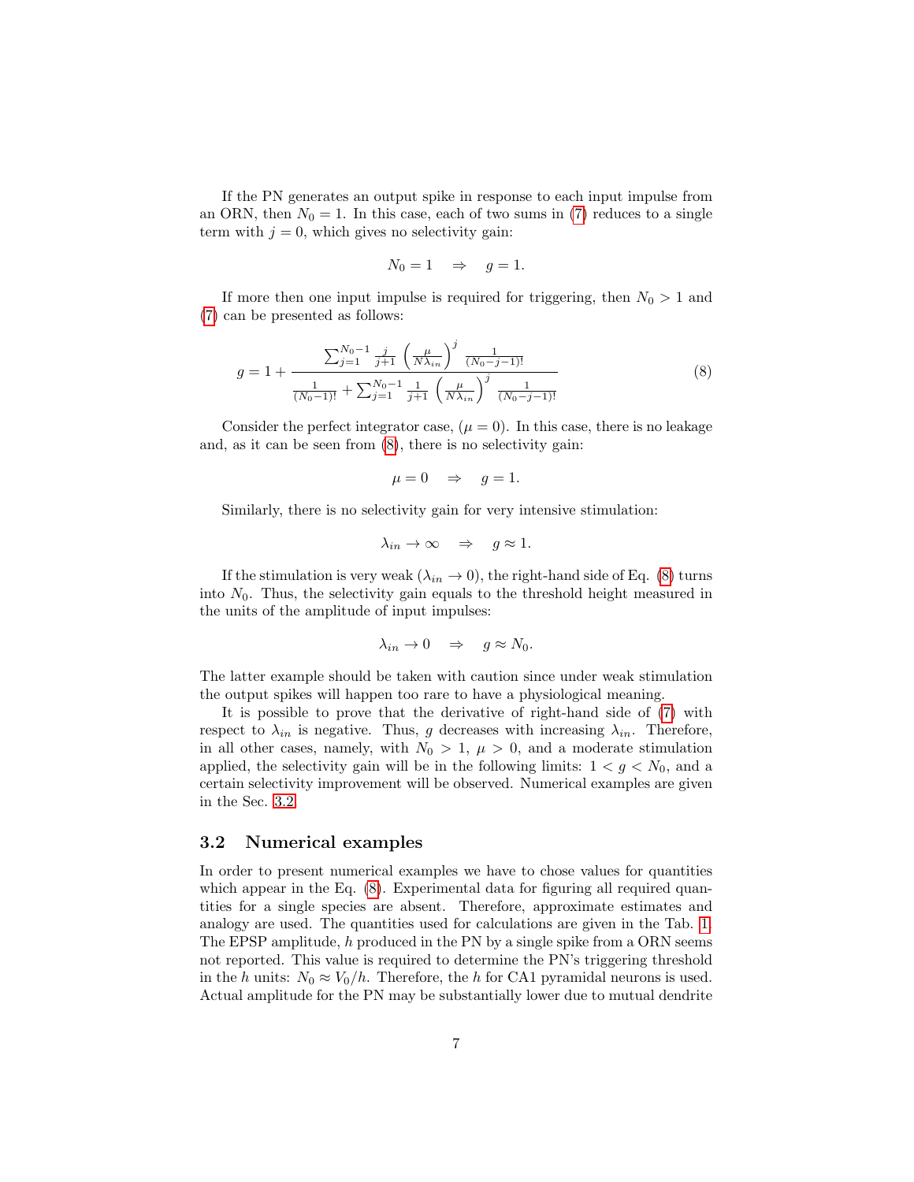If the PN generates an output spike in response to each input impulse from an ORN, then $N_0 = 1$. In this case, each of two sums in (7) reduces to a single term with $j = 0$, which gives no selectivity gain:

$$N_0 = 1 \quad \Rightarrow \quad g = 1.$$

If more then one input impulse is required for triggering, then $N_0 > 1$ and (7) can be presented as follows:

$$g = 1 + \frac{\sum_{j=1}^{N_0-1} \frac{j}{j+1} \left(\frac{\mu}{N\lambda_{in}}\right)^j \frac{1}{(N_0-j-1)!}}{\frac{1}{(N_0-1)!} + \sum_{j=1}^{N_0-1} \frac{1}{j+1} \left(\frac{\mu}{N\lambda_{in}}\right)^j \frac{1}{(N_0-j-1)!}} \tag{8}$$

Consider the perfect integrator case, ($\mu = 0$). In this case, there is no leakage and, as it can be seen from (8), there is no selectivity gain:

$$\mu = 0 \quad \Rightarrow \quad g = 1.$$

Similarly, there is no selectivity gain for very intensive stimulation:

$$\lambda_{in} \to \infty \quad \Rightarrow \quad g \approx 1.$$

If the stimulation is very weak ($\lambda_{in} \to 0$), the right-hand side of Eq. (8) turns into $N_0$. Thus, the selectivity gain equals to the threshold height measured in the units of the amplitude of input impulses:

$$\lambda_{in} \to 0 \quad \Rightarrow \quad g \approx N_0.$$

The latter example should be taken with caution since under weak stimulation the output spikes will happen too rare to have a physiological meaning.

It is possible to prove that the derivative of right-hand side of (7) with respect to $\lambda_{in}$ is negative. Thus, $g$ decreases with increasing $\lambda_{in}$. Therefore, in all other cases, namely, with $N_0 > 1$, $\mu > 0$, and a moderate stimulation applied, the selectivity gain will be in the following limits: $1 < g < N_0$, and a certain selectivity improvement will be observed. Numerical examples are given in the Sec. 3.2.

### 3.2 Numerical examples

In order to present numerical examples we have to chose values for quantities which appear in the Eq. (8). Experimental data for figuring all required quantities for a single species are absent. Therefore, approximate estimates and analogy are used. The quantities used for calculations are given in the Tab. 1. The EPSP amplitude, $h$ produced in the PN by a single spike from a ORN seems not reported. This value is required to determine the PN's triggering threshold in the $h$ units: $N_0 \approx V_0/h$. Therefore, the $h$ for CA1 pyramidal neurons is used. Actual amplitude for the PN may be substantially lower due to mutual dendrite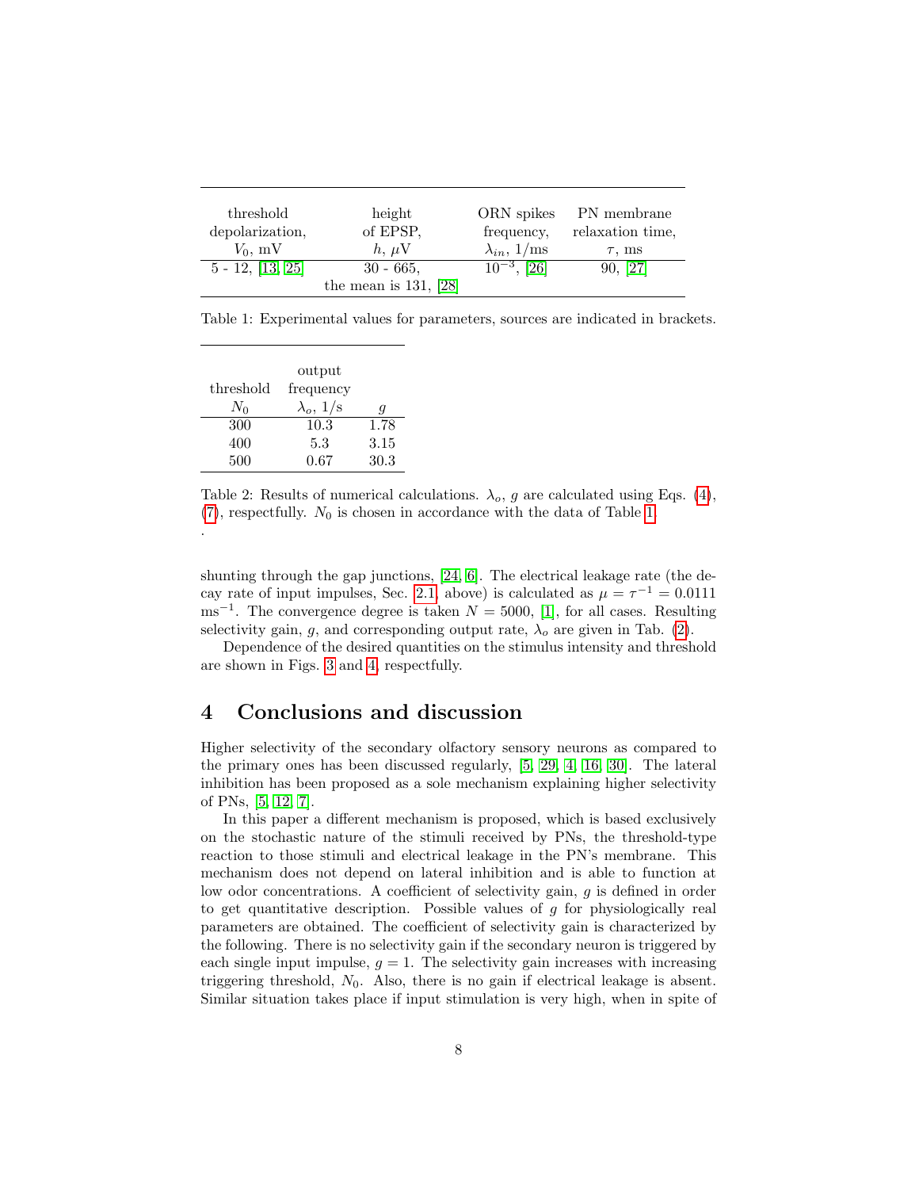| threshold depolarization, $V_0$, mV | height of EPSP, $h$, $\mu$V | ORN spikes frequency, $\lambda_{in}$, 1/ms | PN membrane relaxation time, $\tau$, ms |
|---|---|---|---|
| 5 - 12, [13, 25] | 30 - 665, the mean is 131, [28] | $10^{-3}$, [26] | 90, [27] |

Table 1: Experimental values for parameters, sources are indicated in brackets.

| threshold $N_0$ | output frequency $\lambda_o$, 1/s | $g$ |
|---|---|---|
| 300 | 10.3 | 1.78 |
| 400 | 5.3 | 3.15 |
| 500 | 0.67 | 30.3 |

Table 2: Results of numerical calculations. $\lambda_o$, $g$ are calculated using Eqs. (4), (7), respectfully. $N_0$ is chosen in accordance with the data of Table 1.
.

shunting through the gap junctions, [24, 6]. The electrical leakage rate (the decay rate of input impulses, Sec. 2.1, above) is calculated as $\mu = \tau^{-1} = 0.0111$ ms$^{-1}$. The convergence degree is taken $N = 5000$, [1], for all cases. Resulting selectivity gain, $g$, and corresponding output rate, $\lambda_o$ are given in Tab. (2).

Dependence of the desired quantities on the stimulus intensity and threshold are shown in Figs. 3 and 4, respectfully.

## 4 Conclusions and discussion

Higher selectivity of the secondary olfactory sensory neurons as compared to the primary ones has been discussed regularly, [5, 29, 4, 16, 30]. The lateral inhibition has been proposed as a sole mechanism explaining higher selectivity of PNs, [5, 12, 7].

In this paper a different mechanism is proposed, which is based exclusively on the stochastic nature of the stimuli received by PNs, the threshold-type reaction to those stimuli and electrical leakage in the PN's membrane. This mechanism does not depend on lateral inhibition and is able to function at low odor concentrations. A coefficient of selectivity gain, $g$ is defined in order to get quantitative description. Possible values of $g$ for physiologically real parameters are obtained. The coefficient of selectivity gain is characterized by the following. There is no selectivity gain if the secondary neuron is triggered by each single input impulse, $g = 1$. The selectivity gain increases with increasing triggering threshold, $N_0$. Also, there is no gain if electrical leakage is absent. Similar situation takes place if input stimulation is very high, when in spite of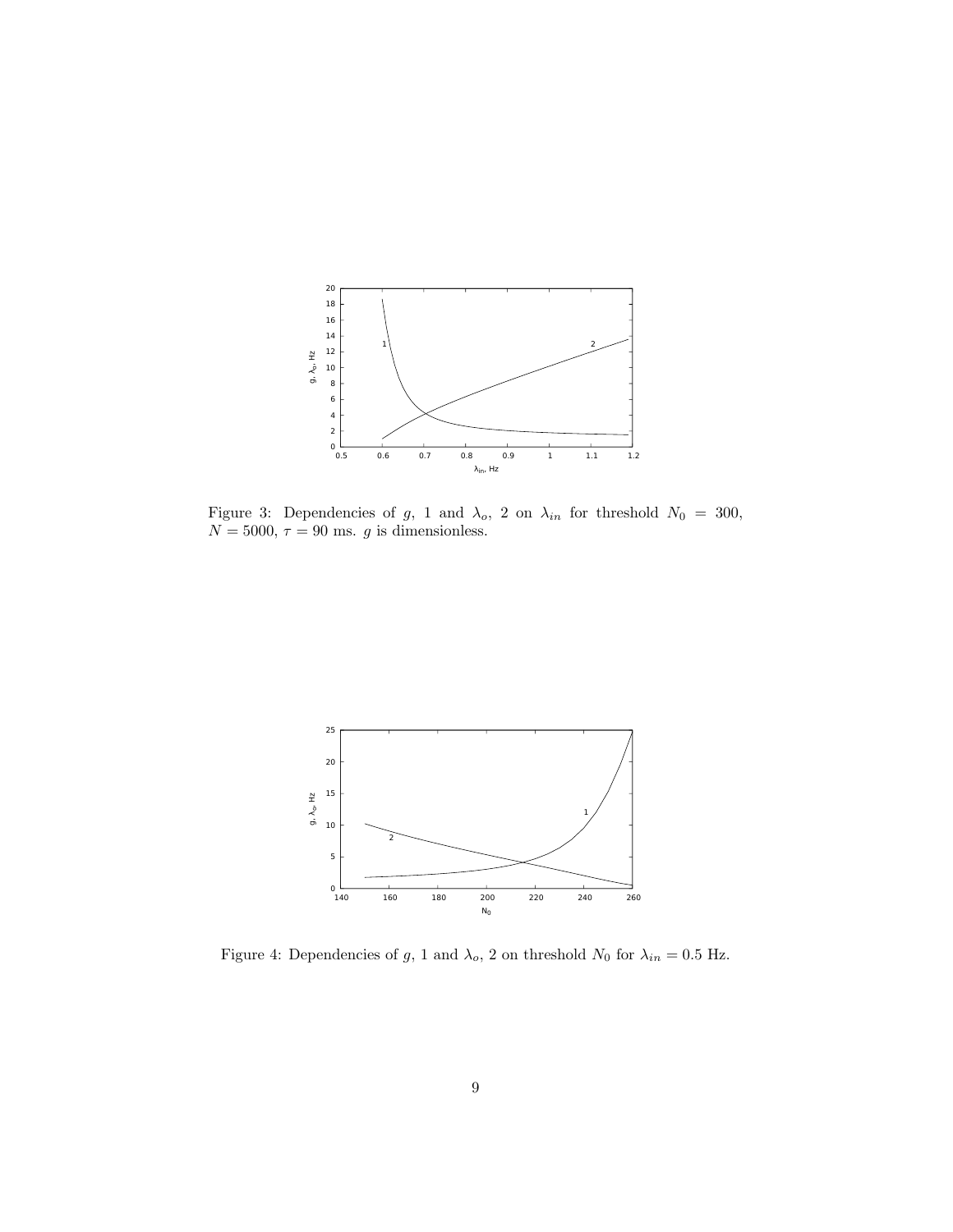Figure 3: Dependencies of $g$, 1 and $\lambda_o$, 2 on $\lambda_{in}$ for threshold $N_0 = 300$, $N = 5000$, $\tau = 90$ ms. $g$ is dimensionless.

Figure 4: Dependencies of $g$, 1 and $\lambda_o$, 2 on threshold $N_0$ for $\lambda_{in} = 0.5$ Hz.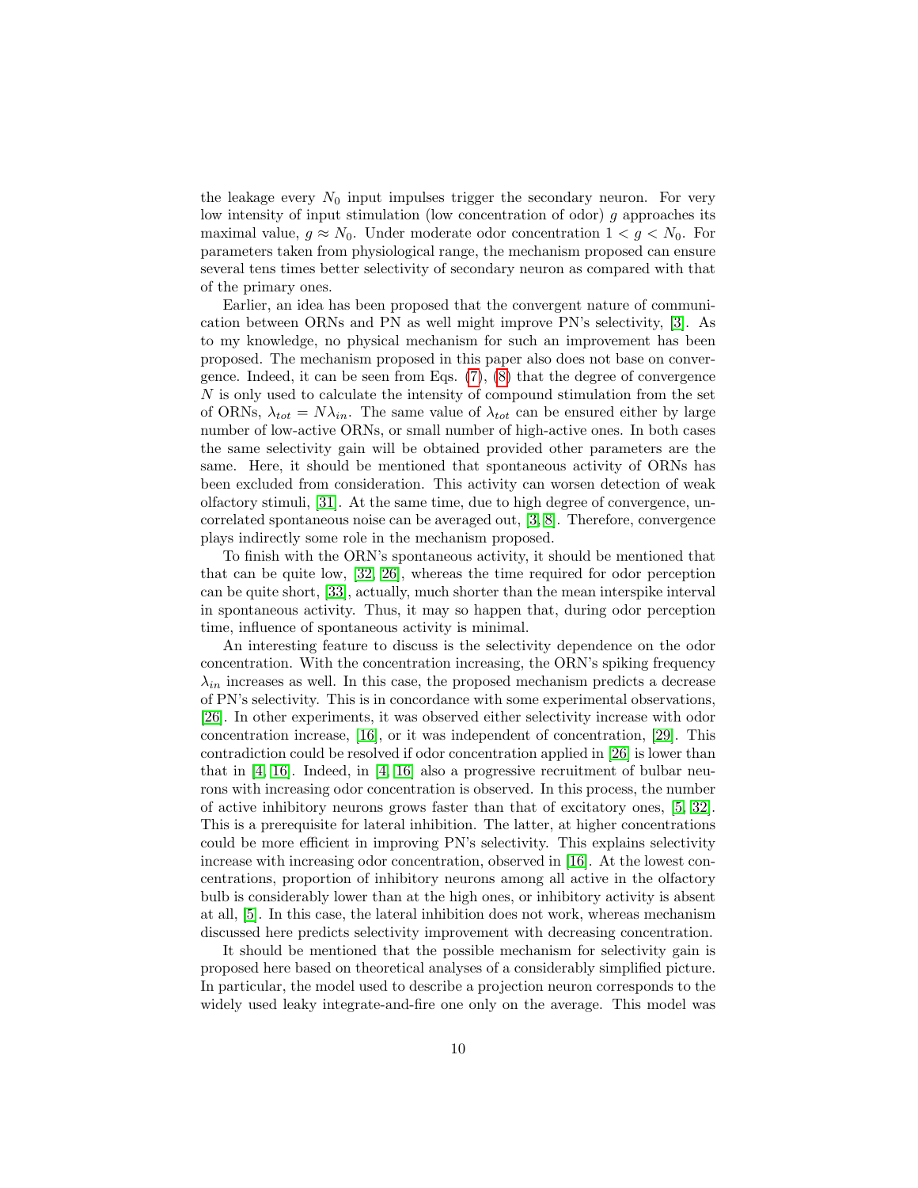the leakage every $N_0$ input impulses trigger the secondary neuron. For very low intensity of input stimulation (low concentration of odor) $g$ approaches its maximal value, $g \approx N_0$. Under moderate odor concentration $1 < g < N_0$. For parameters taken from physiological range, the mechanism proposed can ensure several tens times better selectivity of secondary neuron as compared with that of the primary ones.

Earlier, an idea has been proposed that the convergent nature of communication between ORNs and PN as well might improve PN's selectivity, [3]. As to my knowledge, no physical mechanism for such an improvement has been proposed. The mechanism proposed in this paper also does not base on convergence. Indeed, it can be seen from Eqs. (7), (8) that the degree of convergence $N$ is only used to calculate the intensity of compound stimulation from the set of ORNs, $\lambda_{tot} = N\lambda_{in}$. The same value of $\lambda_{tot}$ can be ensured either by large number of low-active ORNs, or small number of high-active ones. In both cases the same selectivity gain will be obtained provided other parameters are the same. Here, it should be mentioned that spontaneous activity of ORNs has been excluded from consideration. This activity can worsen detection of weak olfactory stimuli, [31]. At the same time, due to high degree of convergence, uncorrelated spontaneous noise can be averaged out, [3, 8]. Therefore, convergence plays indirectly some role in the mechanism proposed.

To finish with the ORN's spontaneous activity, it should be mentioned that that can be quite low, [32, 26], whereas the time required for odor perception can be quite short, [33], actually, much shorter than the mean interspike interval in spontaneous activity. Thus, it may so happen that, during odor perception time, influence of spontaneous activity is minimal.

An interesting feature to discuss is the selectivity dependence on the odor concentration. With the concentration increasing, the ORN's spiking frequency $\lambda_{in}$ increases as well. In this case, the proposed mechanism predicts a decrease of PN's selectivity. This is in concordance with some experimental observations, [26]. In other experiments, it was observed either selectivity increase with odor concentration increase, [16], or it was independent of concentration, [29]. This contradiction could be resolved if odor concentration applied in [26] is lower than that in [4, 16]. Indeed, in [4, 16] also a progressive recruitment of bulbar neurons with increasing odor concentration is observed. In this process, the number of active inhibitory neurons grows faster than that of excitatory ones, [5, 32]. This is a prerequisite for lateral inhibition. The latter, at higher concentrations could be more efficient in improving PN's selectivity. This explains selectivity increase with increasing odor concentration, observed in [16]. At the lowest concentrations, proportion of inhibitory neurons among all active in the olfactory bulb is considerably lower than at the high ones, or inhibitory activity is absent at all, [5]. In this case, the lateral inhibition does not work, whereas mechanism discussed here predicts selectivity improvement with decreasing concentration.

It should be mentioned that the possible mechanism for selectivity gain is proposed here based on theoretical analyses of a considerably simplified picture. In particular, the model used to describe a projection neuron corresponds to the widely used leaky integrate-and-fire one only on the average. This model was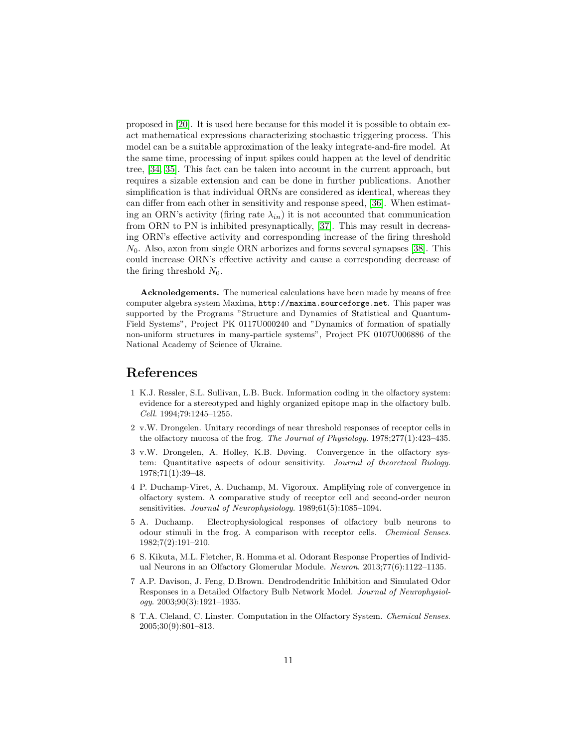proposed in [20]. It is used here because for this model it is possible to obtain exact mathematical expressions characterizing stochastic triggering process. This model can be a suitable approximation of the leaky integrate-and-fire model. At the same time, processing of input spikes could happen at the level of dendritic tree, [34, 35]. This fact can be taken into account in the current approach, but requires a sizable extension and can be done in further publications. Another simplification is that individual ORNs are considered as identical, whereas they can differ from each other in sensitivity and response speed, [36]. When estimating an ORN's activity (firing rate $\lambda_{in}$) it is not accounted that communication from ORN to PN is inhibited presynaptically, [37]. This may result in decreasing ORN's effective activity and corresponding increase of the firing threshold $N_0$. Also, axon from single ORN arborizes and forms several synapses [38]. This could increase ORN's effective activity and cause a corresponding decrease of the firing threshold $N_0$.

**Acknoledgements.** The numerical calculations have been made by means of free computer algebra system Maxima, http://maxima.sourceforge.net. This paper was supported by the Programs "Structure and Dynamics of Statistical and Quantum-Field Systems", Project PK 0117U000240 and "Dynamics of formation of spatially non-uniform structures in many-particle systems", Project PK 0107U006886 of the National Academy of Science of Ukraine.

# References

1 K.J. Ressler, S.L. Sullivan, L.B. Buck. Information coding in the olfactory system: evidence for a stereotyped and highly organized epitope map in the olfactory bulb. *Cell*. 1994;79:1245–1255.

2 v.W. Drongelen. Unitary recordings of near threshold responses of receptor cells in the olfactory mucosa of the frog. *The Journal of Physiology*. 1978;277(1):423–435.

3 v.W. Drongelen, A. Holley, K.B. Døving. Convergence in the olfactory system: Quantitative aspects of odour sensitivity. *Journal of theoretical Biology*. 1978;71(1):39–48.

4 P. Duchamp-Viret, A. Duchamp, M. Vigoroux. Amplifying role of convergence in olfactory system. A comparative study of receptor cell and second-order neuron sensitivities. *Journal of Neurophysiology*. 1989;61(5):1085–1094.

5 A. Duchamp. Electrophysiological responses of olfactory bulb neurons to odour stimuli in the frog. A comparison with receptor cells. *Chemical Senses*. 1982;7(2):191–210.

6 S. Kikuta, M.L. Fletcher, R. Homma et al. Odorant Response Properties of Individual Neurons in an Olfactory Glomerular Module. *Neuron*. 2013;77(6):1122–1135.

7 A.P. Davison, J. Feng, D.Brown. Dendrodendritic Inhibition and Simulated Odor Responses in a Detailed Olfactory Bulb Network Model. *Journal of Neurophysiology*. 2003;90(3):1921–1935.

8 T.A. Cleland, C. Linster. Computation in the Olfactory System. *Chemical Senses*. 2005;30(9):801–813.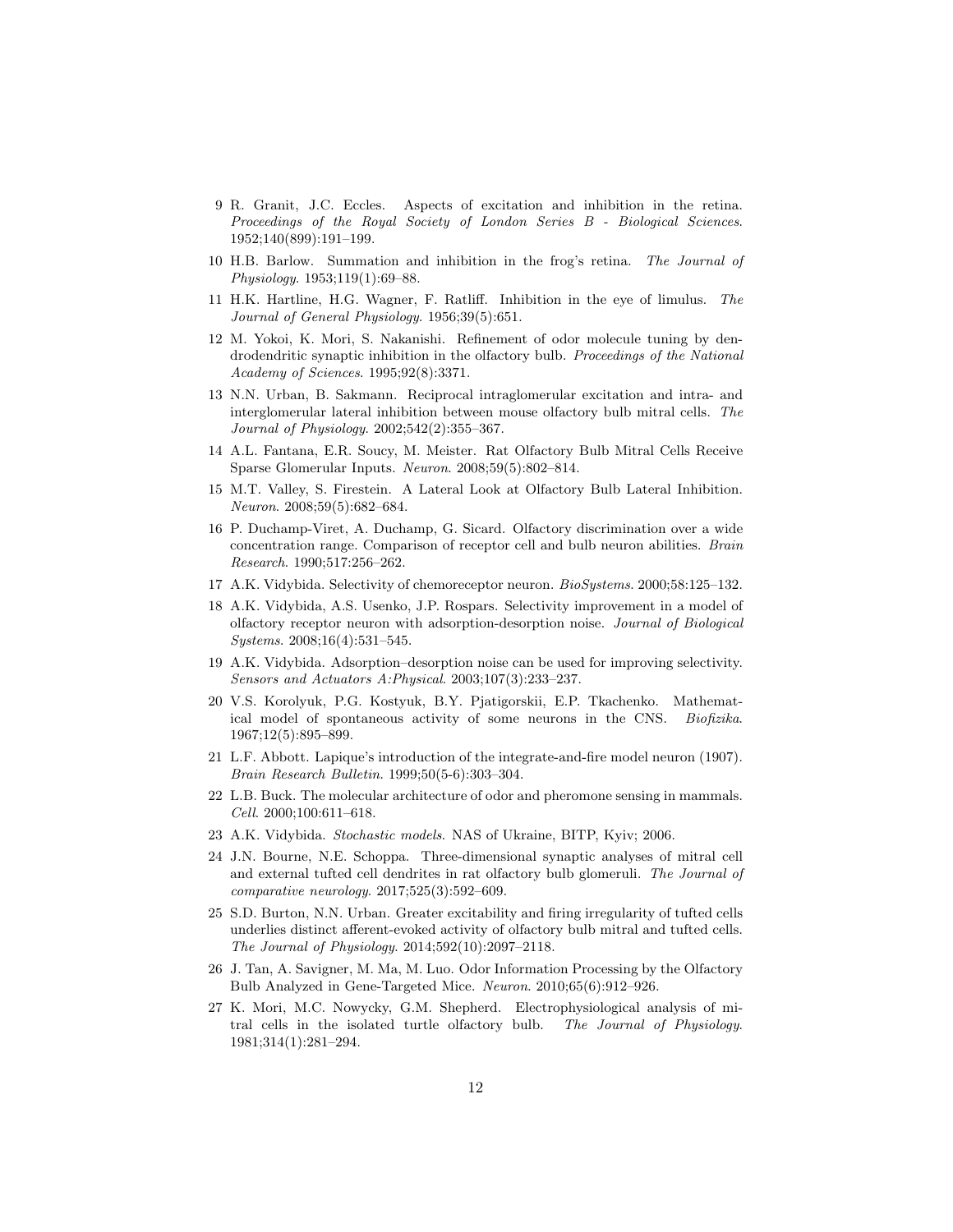9 R. Granit, J.C. Eccles. Aspects of excitation and inhibition in the retina. *Proceedings of the Royal Society of London Series B - Biological Sciences*. 1952;140(899):191–199.

10 H.B. Barlow. Summation and inhibition in the frog's retina. *The Journal of Physiology*. 1953;119(1):69–88.

11 H.K. Hartline, H.G. Wagner, F. Ratliff. Inhibition in the eye of limulus. *The Journal of General Physiology*. 1956;39(5):651.

12 M. Yokoi, K. Mori, S. Nakanishi. Refinement of odor molecule tuning by dendrodendritic synaptic inhibition in the olfactory bulb. *Proceedings of the National Academy of Sciences*. 1995;92(8):3371.

13 N.N. Urban, B. Sakmann. Reciprocal intraglomerular excitation and intra- and interglomerular lateral inhibition between mouse olfactory bulb mitral cells. *The Journal of Physiology*. 2002;542(2):355–367.

14 A.L. Fantana, E.R. Soucy, M. Meister. Rat Olfactory Bulb Mitral Cells Receive Sparse Glomerular Inputs. *Neuron*. 2008;59(5):802–814.

15 M.T. Valley, S. Firestein. A Lateral Look at Olfactory Bulb Lateral Inhibition. *Neuron*. 2008;59(5):682–684.

16 P. Duchamp-Viret, A. Duchamp, G. Sicard. Olfactory discrimination over a wide concentration range. Comparison of receptor cell and bulb neuron abilities. *Brain Research*. 1990;517:256–262.

17 A.K. Vidybida. Selectivity of chemoreceptor neuron. *BioSystems*. 2000;58:125–132.

18 A.K. Vidybida, A.S. Usenko, J.P. Rospars. Selectivity improvement in a model of olfactory receptor neuron with adsorption-desorption noise. *Journal of Biological Systems*. 2008;16(4):531–545.

19 A.K. Vidybida. Adsorption–desorption noise can be used for improving selectivity. *Sensors and Actuators A:Physical*. 2003;107(3):233–237.

20 V.S. Korolyuk, P.G. Kostyuk, B.Y. Pjatigorskii, E.P. Tkachenko. Mathematical model of spontaneous activity of some neurons in the CNS. *Biofizika*. 1967;12(5):895–899.

21 L.F. Abbott. Lapique's introduction of the integrate-and-fire model neuron (1907). *Brain Research Bulletin*. 1999;50(5-6):303–304.

22 L.B. Buck. The molecular architecture of odor and pheromone sensing in mammals. *Cell*. 2000;100:611–618.

23 A.K. Vidybida. *Stochastic models*. NAS of Ukraine, BITP, Kyiv; 2006.

24 J.N. Bourne, N.E. Schoppa. Three-dimensional synaptic analyses of mitral cell and external tufted cell dendrites in rat olfactory bulb glomeruli. *The Journal of comparative neurology*. 2017;525(3):592–609.

25 S.D. Burton, N.N. Urban. Greater excitability and firing irregularity of tufted cells underlies distinct afferent-evoked activity of olfactory bulb mitral and tufted cells. *The Journal of Physiology*. 2014;592(10):2097–2118.

26 J. Tan, A. Savigner, M. Ma, M. Luo. Odor Information Processing by the Olfactory Bulb Analyzed in Gene-Targeted Mice. *Neuron*. 2010;65(6):912–926.

27 K. Mori, M.C. Nowycky, G.M. Shepherd. Electrophysiological analysis of mitral cells in the isolated turtle olfactory bulb. *The Journal of Physiology*. 1981;314(1):281–294.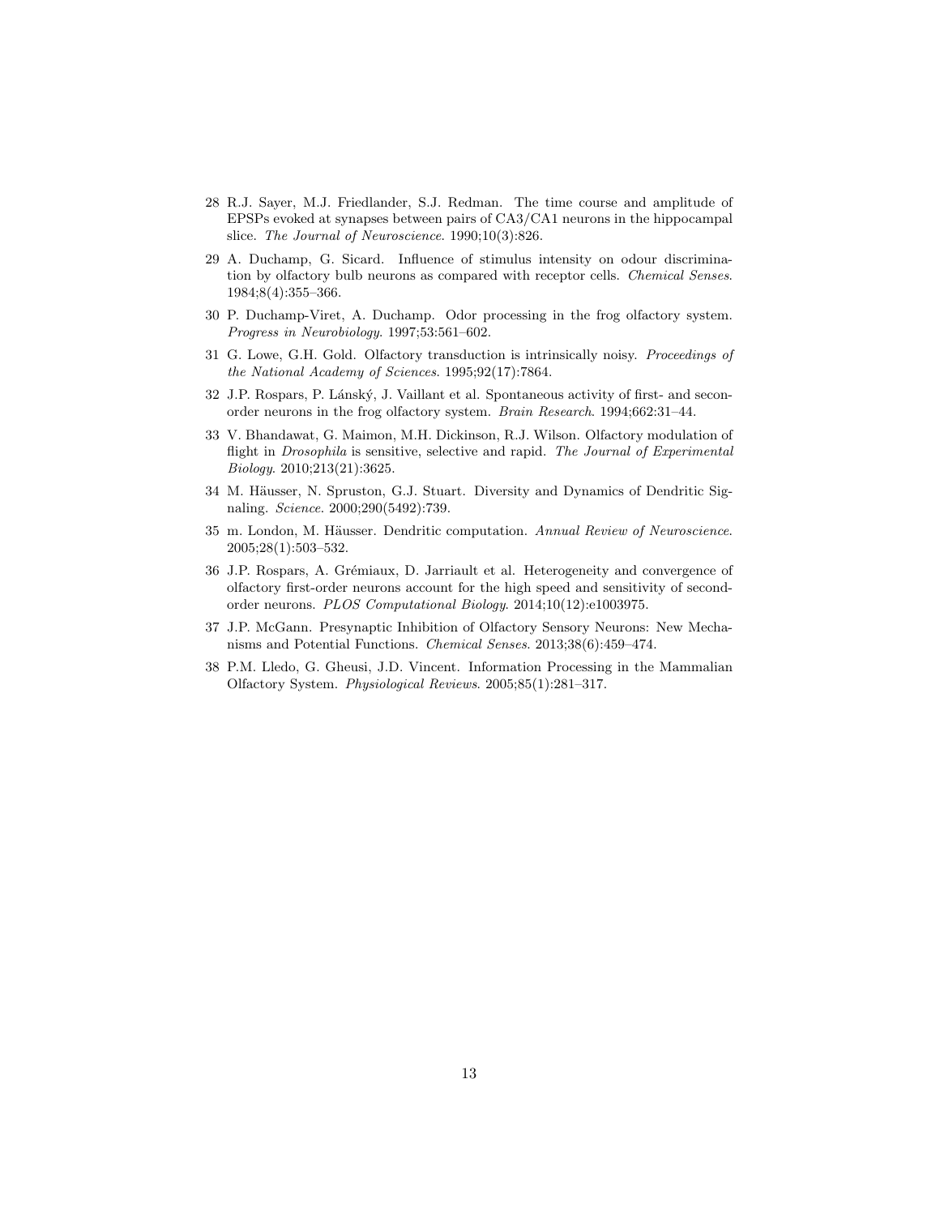28 R.J. Sayer, M.J. Friedlander, S.J. Redman. The time course and amplitude of EPSPs evoked at synapses between pairs of CA3/CA1 neurons in the hippocampal slice. *The Journal of Neuroscience*. 1990;10(3):826.

29 A. Duchamp, G. Sicard. Influence of stimulus intensity on odour discrimination by olfactory bulb neurons as compared with receptor cells. *Chemical Senses*. 1984;8(4):355–366.

30 P. Duchamp-Viret, A. Duchamp. Odor processing in the frog olfactory system. *Progress in Neurobiology*. 1997;53:561–602.

31 G. Lowe, G.H. Gold. Olfactory transduction is intrinsically noisy. *Proceedings of the National Academy of Sciences*. 1995;92(17):7864.

32 J.P. Rospars, P. Lánský, J. Vaillant et al. Spontaneous activity of first- and seconorder neurons in the frog olfactory system. *Brain Research*. 1994;662:31–44.

33 V. Bhandawat, G. Maimon, M.H. Dickinson, R.J. Wilson. Olfactory modulation of flight in *Drosophila* is sensitive, selective and rapid. *The Journal of Experimental Biology*. 2010;213(21):3625.

34 M. Häusser, N. Spruston, G.J. Stuart. Diversity and Dynamics of Dendritic Signaling. *Science*. 2000;290(5492):739.

35 m. London, M. Häusser. Dendritic computation. *Annual Review of Neuroscience*. 2005;28(1):503–532.

36 J.P. Rospars, A. Grémiaux, D. Jarriault et al. Heterogeneity and convergence of olfactory first-order neurons account for the high speed and sensitivity of second-order neurons. *PLOS Computational Biology*. 2014;10(12):e1003975.

37 J.P. McGann. Presynaptic Inhibition of Olfactory Sensory Neurons: New Mechanisms and Potential Functions. *Chemical Senses*. 2013;38(6):459–474.

38 P.M. Lledo, G. Gheusi, J.D. Vincent. Information Processing in the Mammalian Olfactory System. *Physiological Reviews*. 2005;85(1):281–317.